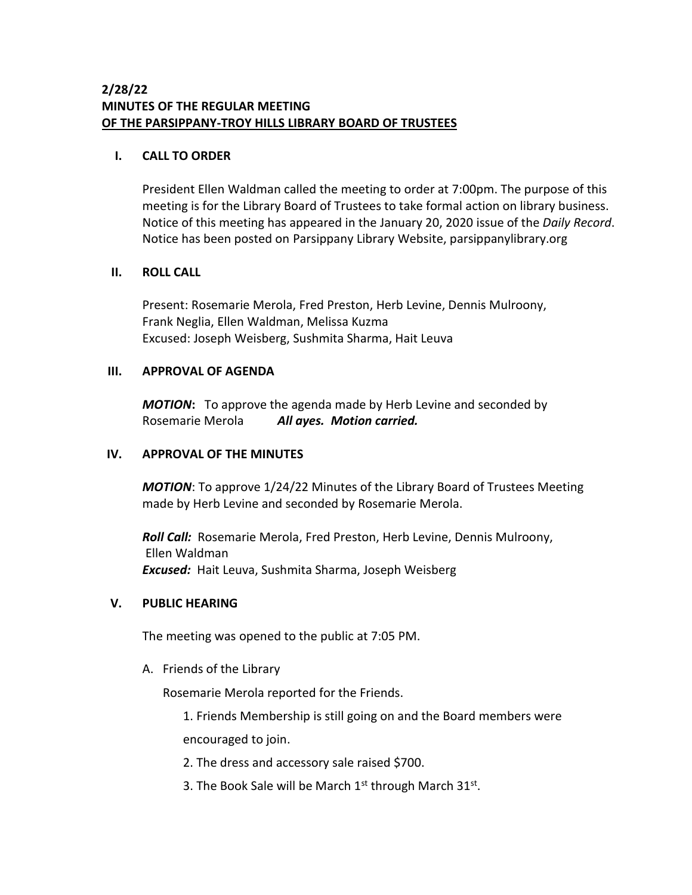**2/28/22**
**MINUTES OF THE REGULAR MEETING**
**OF THE PARSIPPANY-TROY HILLS LIBRARY BOARD OF TRUSTEES**

## I. CALL TO ORDER

President Ellen Waldman called the meeting to order at 7:00pm. The purpose of this meeting is for the Library Board of Trustees to take formal action on library business. Notice of this meeting has appeared in the January 20, 2020 issue of the *Daily Record*. Notice has been posted on Parsippany Library Website, parsippanylibrary.org

## II. ROLL CALL

Present: Rosemarie Merola, Fred Preston, Herb Levine, Dennis Mulroony, Frank Neglia, Ellen Waldman, Melissa Kuzma
Excused: Joseph Weisberg, Sushmita Sharma, Hait Leuva

## III. APPROVAL OF AGENDA

***MOTION*:** To approve the agenda made by Herb Levine and seconded by Rosemarie Merola ***All ayes. Motion carried.***

## IV. APPROVAL OF THE MINUTES

***MOTION***: To approve 1/24/22 Minutes of the Library Board of Trustees Meeting made by Herb Levine and seconded by Rosemarie Merola.

***Roll Call:*** Rosemarie Merola, Fred Preston, Herb Levine, Dennis Mulroony, Ellen Waldman
***Excused:*** Hait Leuva, Sushmita Sharma, Joseph Weisberg

## V. PUBLIC HEARING

The meeting was opened to the public at 7:05 PM.

A. Friends of the Library

Rosemarie Merola reported for the Friends.

1. Friends Membership is still going on and the Board members were encouraged to join.
2. The dress and accessory sale raised $700.
3. The Book Sale will be March 1st through March 31st.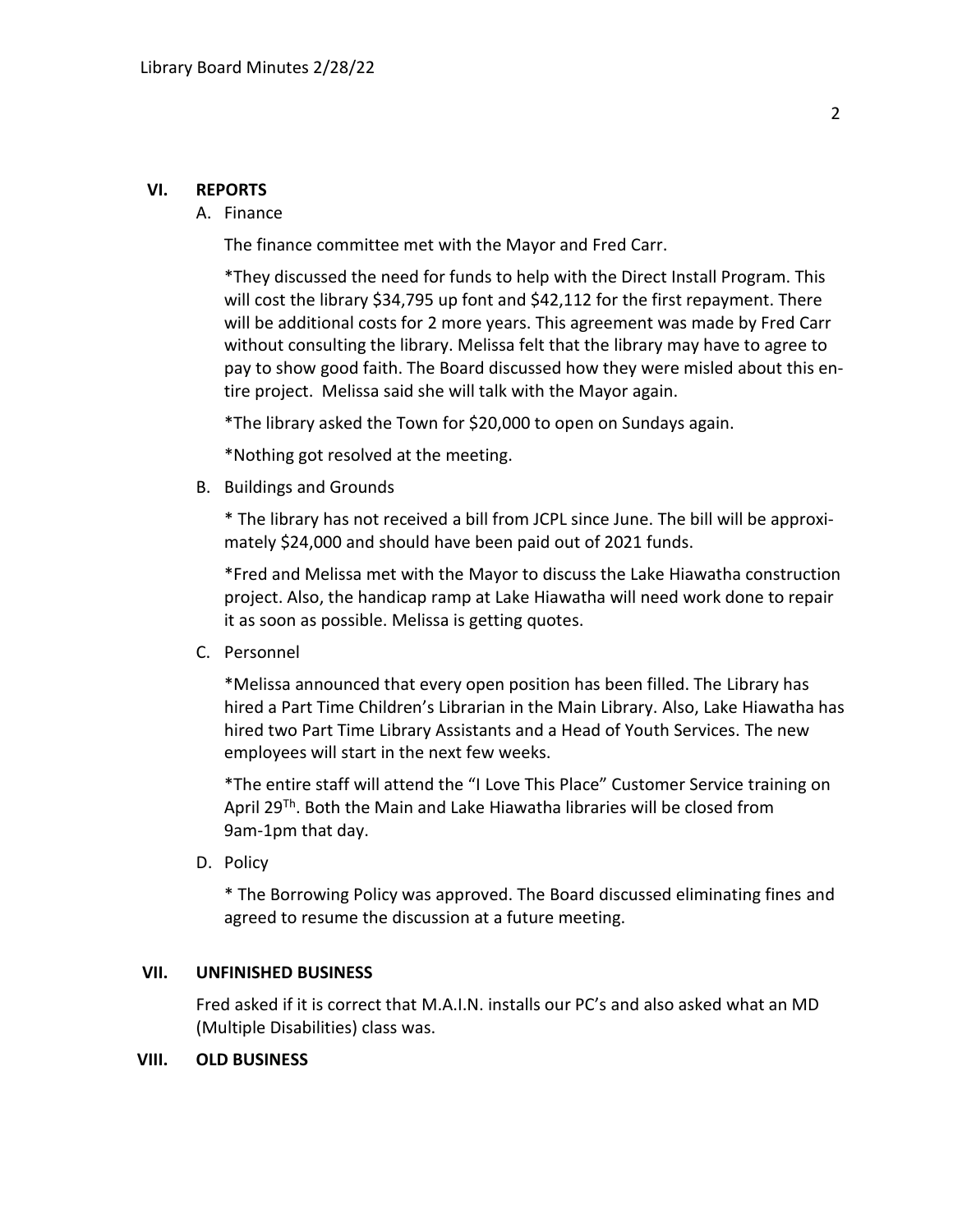## VI. REPORTS

A. Finance

The finance committee met with the Mayor and Fred Carr.

*They discussed the need for funds to help with the Direct Install Program. This will cost the library $34,795 up font and $42,112 for the first repayment. There will be additional costs for 2 more years. This agreement was made by Fred Carr without consulting the library. Melissa felt that the library may have to agree to pay to show good faith. The Board discussed how they were misled about this entire project. Melissa said she will talk with the Mayor again.

*The library asked the Town for $20,000 to open on Sundays again.

*Nothing got resolved at the meeting.

B. Buildings and Grounds

* The library has not received a bill from JCPL since June. The bill will be approximately $24,000 and should have been paid out of 2021 funds.

*Fred and Melissa met with the Mayor to discuss the Lake Hiawatha construction project. Also, the handicap ramp at Lake Hiawatha will need work done to repair it as soon as possible. Melissa is getting quotes.

C. Personnel

*Melissa announced that every open position has been filled. The Library has hired a Part Time Children's Librarian in the Main Library. Also, Lake Hiawatha has hired two Part Time Library Assistants and a Head of Youth Services. The new employees will start in the next few weeks.

*The entire staff will attend the "I Love This Place" Customer Service training on April 29Th. Both the Main and Lake Hiawatha libraries will be closed from 9am-1pm that day.

D. Policy

* The Borrowing Policy was approved. The Board discussed eliminating fines and agreed to resume the discussion at a future meeting.

## VII. UNFINISHED BUSINESS

Fred asked if it is correct that M.A.I.N. installs our PC's and also asked what an MD (Multiple Disabilities) class was.

## VIII. OLD BUSINESS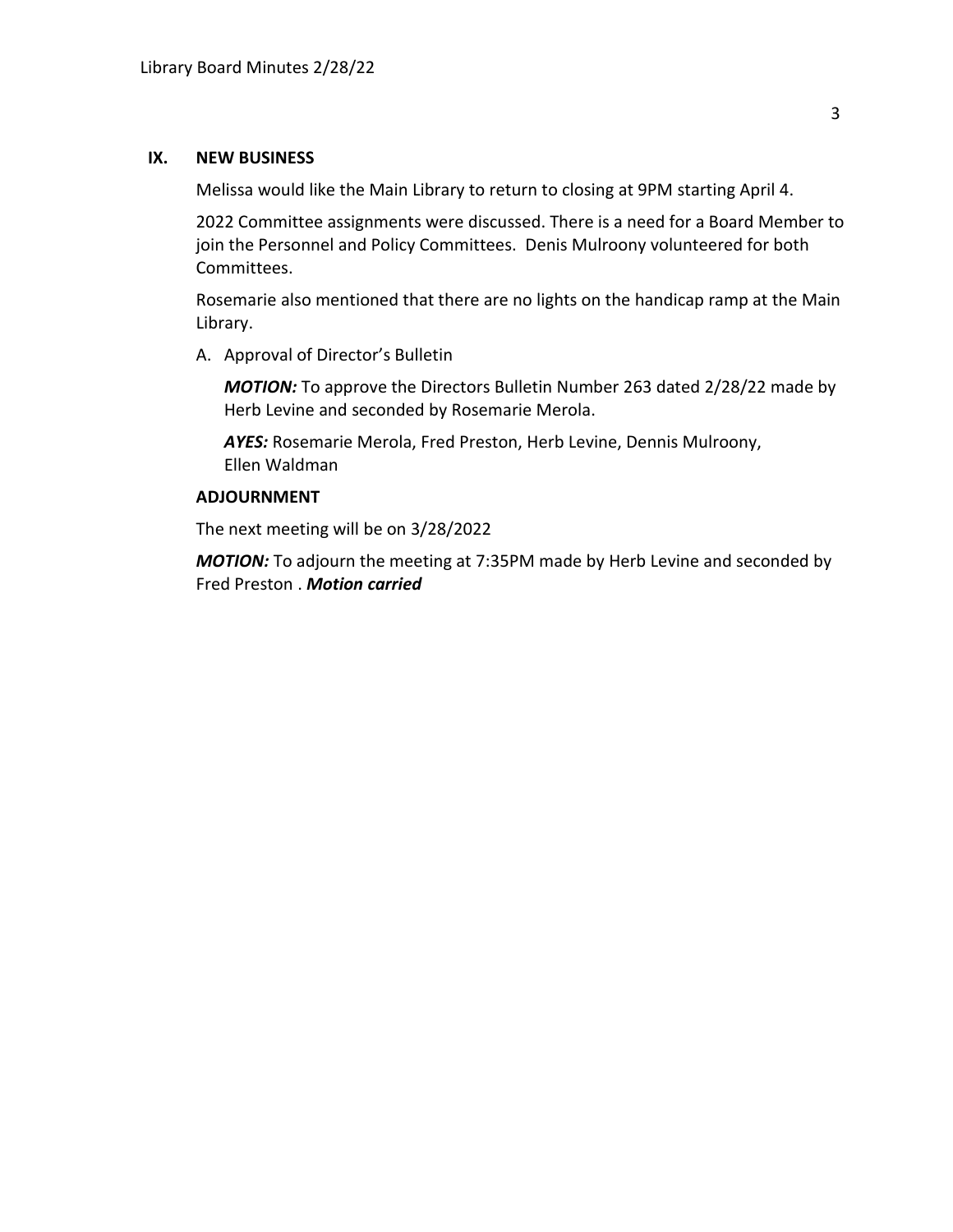## IX. NEW BUSINESS

Melissa would like the Main Library to return to closing at 9PM starting April 4.

2022 Committee assignments were discussed. There is a need for a Board Member to join the Personnel and Policy Committees. Denis Mulroony volunteered for both Committees.

Rosemarie also mentioned that there are no lights on the handicap ramp at the Main Library.

A. Approval of Director's Bulletin

***MOTION:*** To approve the Directors Bulletin Number 263 dated 2/28/22 made by Herb Levine and seconded by Rosemarie Merola.

***AYES:*** Rosemarie Merola, Fred Preston, Herb Levine, Dennis Mulroony, Ellen Waldman

### ADJOURNMENT

The next meeting will be on 3/28/2022

***MOTION:*** To adjourn the meeting at 7:35PM made by Herb Levine and seconded by Fred Preston . ***Motion carried***